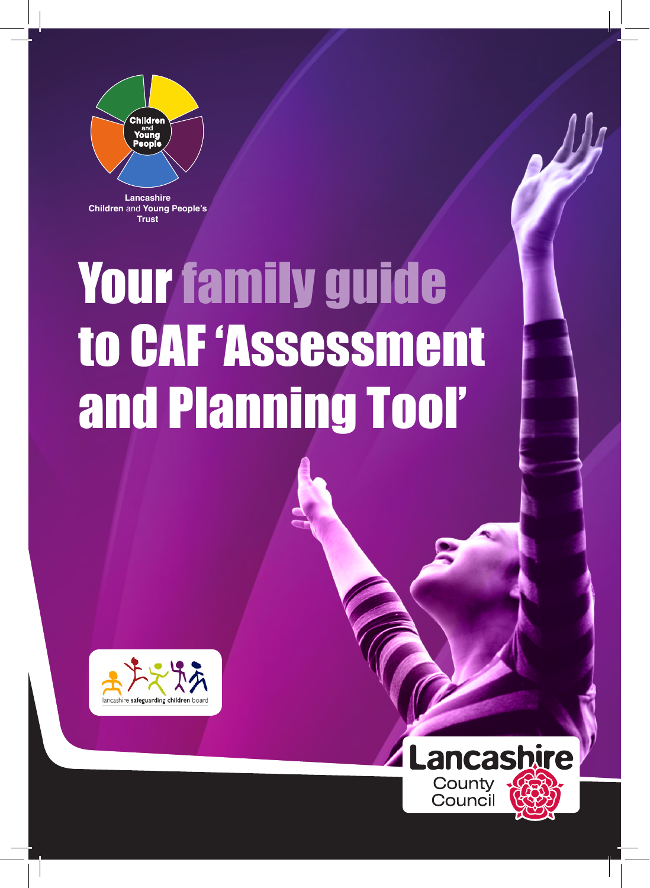Children and Young People

Lancashire Children and Young People's Trust

# Your family guide to CAF 'Assessment and Planning Tool'

lancashire safeguarding children board

Lancashire County Council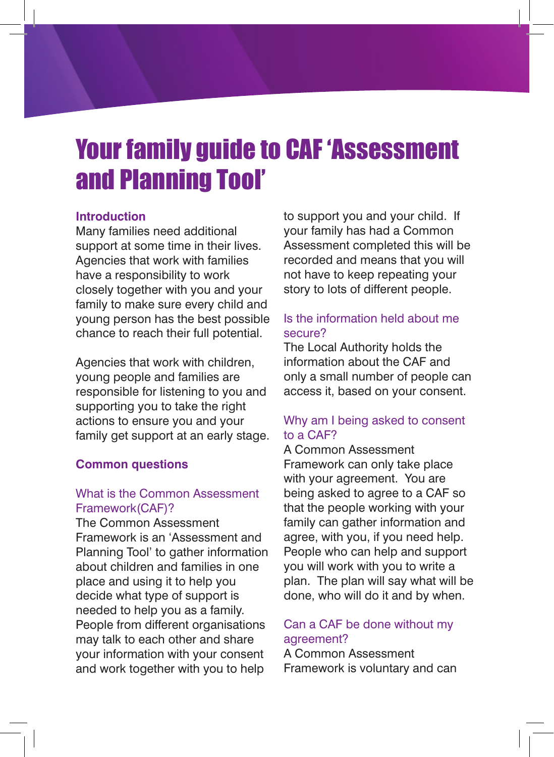# Your family guide to CAF 'Assessment and Planning Tool'

## Introduction

Many families need additional support at some time in their lives. Agencies that work with families have a responsibility to work closely together with you and your family to make sure every child and young person has the best possible chance to reach their full potential.

Agencies that work with children, young people and families are responsible for listening to you and supporting you to take the right actions to ensure you and your family get support at an early stage.

## Common questions

### What is the Common Assessment Framework(CAF)?

The Common Assessment Framework is an 'Assessment and Planning Tool' to gather information about children and families in one place and using it to help you decide what type of support is needed to help you as a family. People from different organisations may talk to each other and share your information with your consent and work together with you to help to support you and your child. If your family has had a Common Assessment completed this will be recorded and means that you will not have to keep repeating your story to lots of different people.

### Is the information held about me secure?

The Local Authority holds the information about the CAF and only a small number of people can access it, based on your consent.

### Why am I being asked to consent to a CAF?

A Common Assessment Framework can only take place with your agreement. You are being asked to agree to a CAF so that the people working with your family can gather information and agree, with you, if you need help. People who can help and support you will work with you to write a plan. The plan will say what will be done, who will do it and by when.

### Can a CAF be done without my agreement?

A Common Assessment Framework is voluntary and can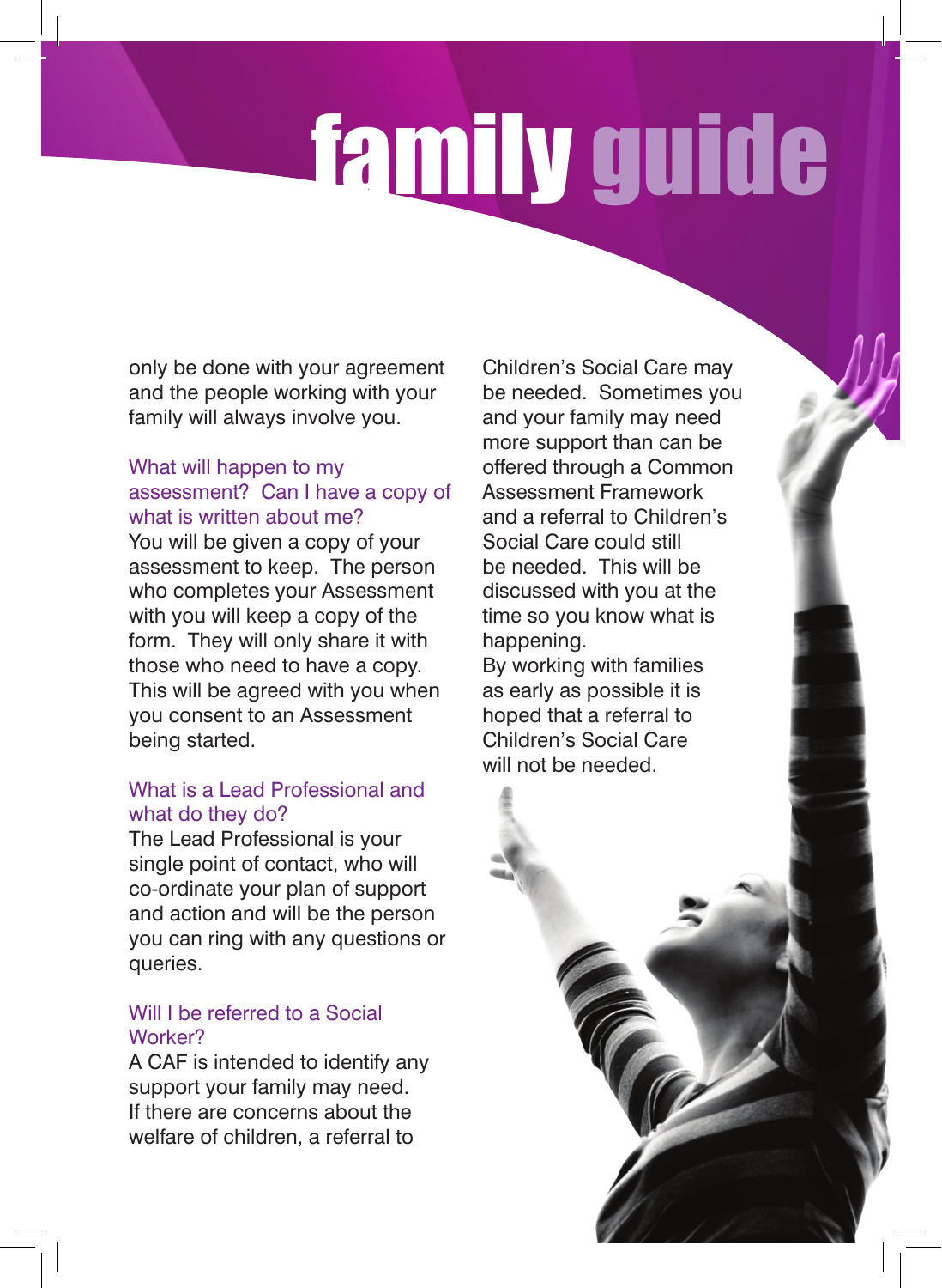# family guide

only be done with your agreement and the people working with your family will always involve you.

## What will happen to my assessment? Can I have a copy of what is written about me?

You will be given a copy of your assessment to keep. The person who completes your Assessment with you will keep a copy of the form. They will only share it with those who need to have a copy. This will be agreed with you when you consent to an Assessment being started.

## What is a Lead Professional and what do they do?

The Lead Professional is your single point of contact, who will co-ordinate your plan of support and action and will be the person you can ring with any questions or queries.

## Will I be referred to a Social Worker?

A CAF is intended to identify any support your family may need. If there are concerns about the welfare of children, a referral to Children's Social Care may be needed. Sometimes you and your family may need more support than can be offered through a Common Assessment Framework and a referral to Children's Social Care could still be needed. This will be discussed with you at the time so you know what is happening.

By working with families as early as possible it is hoped that a referral to Children's Social Care will not be needed.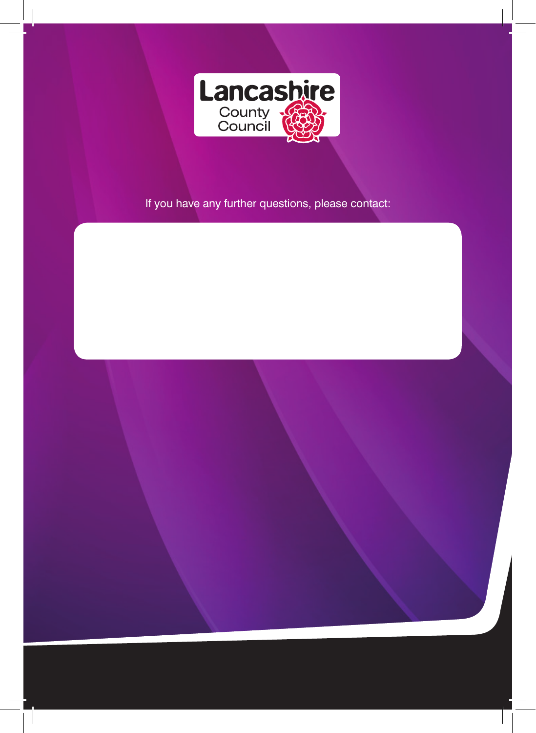Lancashire County Council

If you have any further questions, please contact: